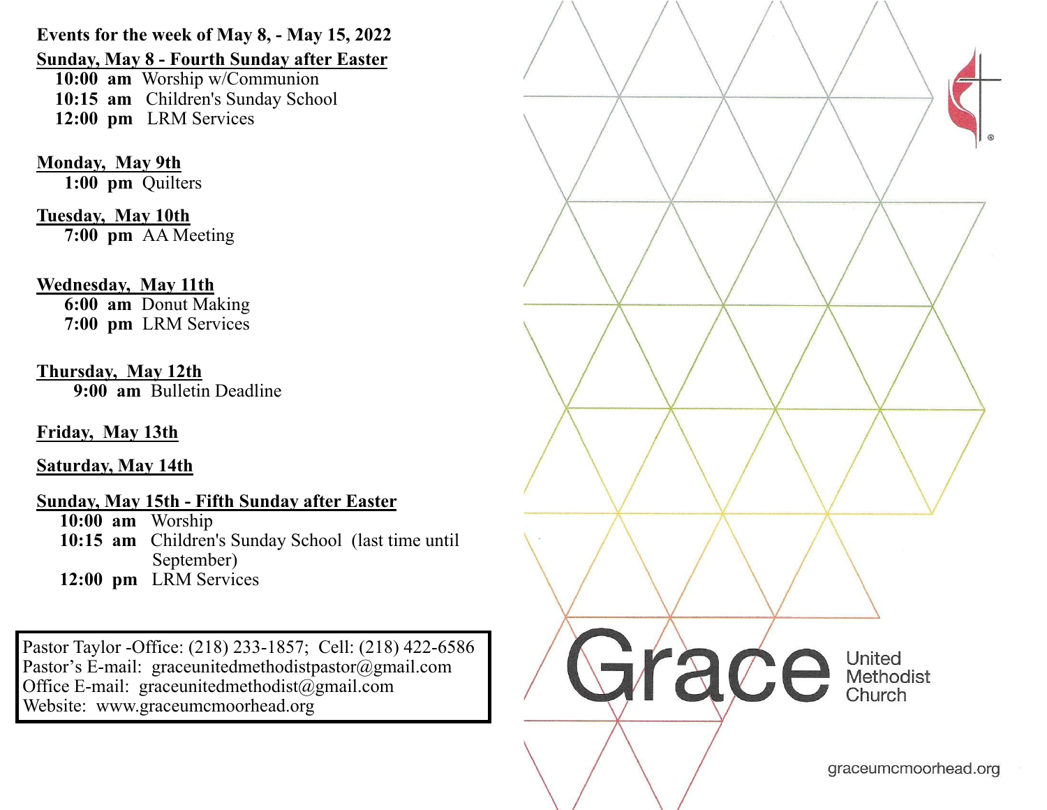**Events for the week of May 8, - May 15, 2022**

**Sunday, May 8 - Fourth Sunday after Easter**

**10:00 am** Worship w/Communion
**10:15 am** Children's Sunday School
**12:00 pm** LRM Services

**Monday, May 9th**

**1:00 pm** Quilters

**Tuesday, May 10th**

**7:00 pm** AA Meeting

**Wednesday, May 11th**

**6:00 am** Donut Making
**7:00 pm** LRM Services

**Thursday, May 12th**

**9:00 am** Bulletin Deadline

**Friday, May 13th**

**Saturday, May 14th**

**Sunday, May 15th - Fifth Sunday after Easter**

**10:00 am** Worship
**10:15 am** Children's Sunday School (last time until September)
**12:00 pm** LRM Services

Pastor Taylor -Office: (218) 233-1857; Cell: (218) 422-6586
Pastor's E-mail: graceunitedmethodistpastor@gmail.com
Office E-mail: graceunitedmethodist@gmail.com
Website: www.graceumcmoorhead.org

Grace United Methodist Church

graceumcmoorhead.org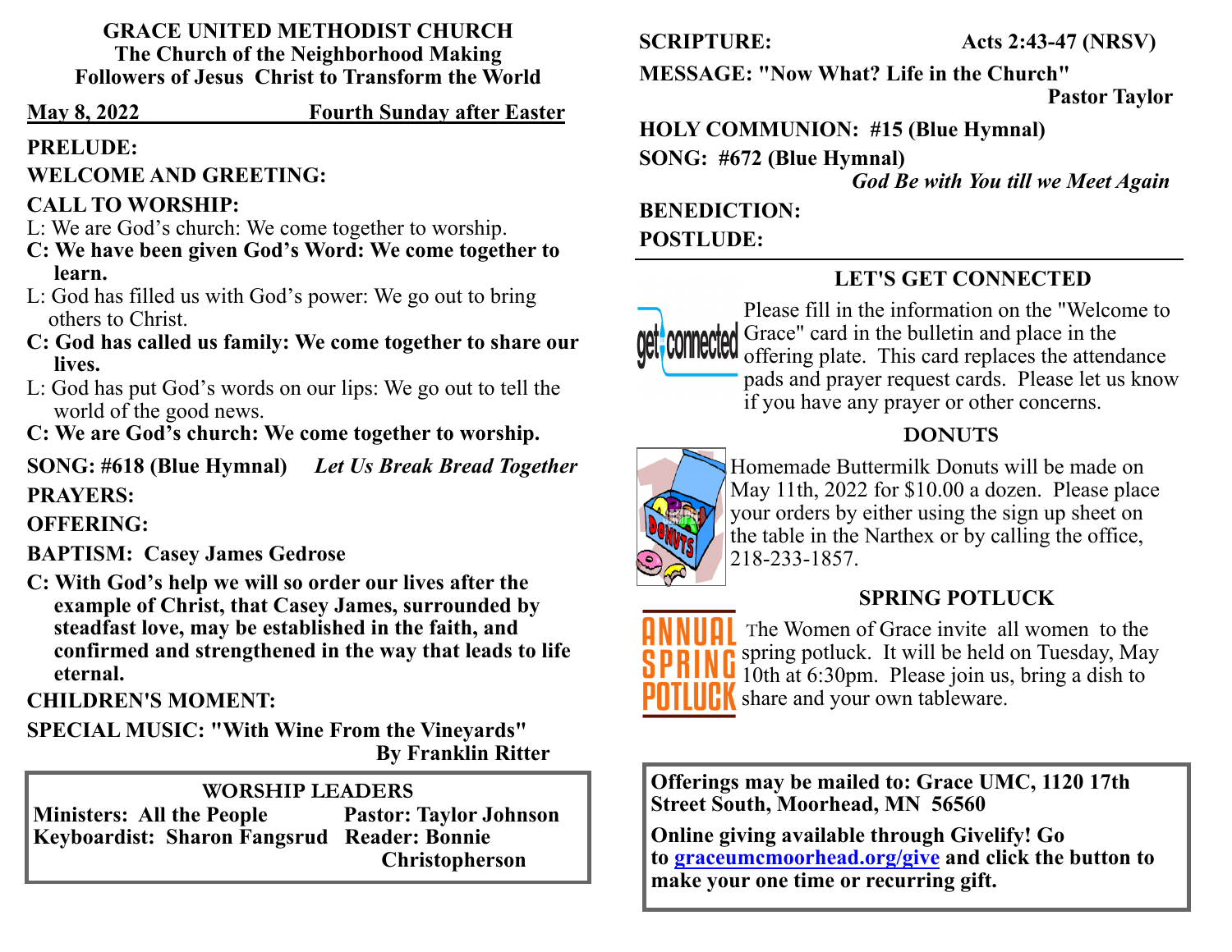**GRACE UNITED METHODIST CHURCH**
**The Church of the Neighborhood Making Followers of Jesus Christ to Transform the World**

**May 8, 2022 Fourth Sunday after Easter**

**PRELUDE:**

**WELCOME AND GREETING:**

**CALL TO WORSHIP:**

L: We are God's church: We come together to worship.

**C: We have been given God's Word: We come together to learn.**

L: God has filled us with God's power: We go out to bring others to Christ.

**C: God has called us family: We come together to share our lives.**

L: God has put God's words on our lips: We go out to tell the world of the good news.

**C: We are God's church: We come together to worship.**

**SONG: #618 (Blue Hymnal)** ***Let Us Break Bread Together***

**PRAYERS:**

**OFFERING:**

**BAPTISM: Casey James Gedrose**

**C: With God's help we will so order our lives after the example of Christ, that Casey James, surrounded by steadfast love, may be established in the faith, and confirmed and strengthened in the way that leads to life eternal.**

**CHILDREN'S MOMENT:**

**SPECIAL MUSIC: "With Wine From the Vineyards"**
**By Franklin Ritter**

**WORSHIP LEADERS**

**Ministers: All the People** **Pastor: Taylor Johnson**
**Keyboardist: Sharon Fangsrud** **Reader: Bonnie Christopherson**

**SCRIPTURE: Acts 2:43-47 (NRSV)**

**MESSAGE: "Now What? Life in the Church"**
**Pastor Taylor**

**HOLY COMMUNION: #15 (Blue Hymnal)**

**SONG: #672 (Blue Hymnal)**
***God Be with You till we Meet Again***

**BENEDICTION:**

**POSTLUDE:**

## LET'S GET CONNECTED

Please fill in the information on the "Welcome to Grace" card in the bulletin and place in the offering plate. This card replaces the attendance pads and prayer request cards. Please let us know if you have any prayer or other concerns.

## DONUTS

Homemade Buttermilk Donuts will be made on May 11th, 2022 for $10.00 a dozen. Please place your orders by either using the sign up sheet on the table in the Narthex or by calling the office, 218-233-1857.

## SPRING POTLUCK

The Women of Grace invite all women to the spring potluck. It will be held on Tuesday, May 10th at 6:30pm. Please join us, bring a dish to share and your own tableware.

**Offerings may be mailed to: Grace UMC, 1120 17th Street South, Moorhead, MN 56560**

**Online giving available through Givelify! Go to graceumcmoorhead.org/give and click the button to make your one time or recurring gift.**